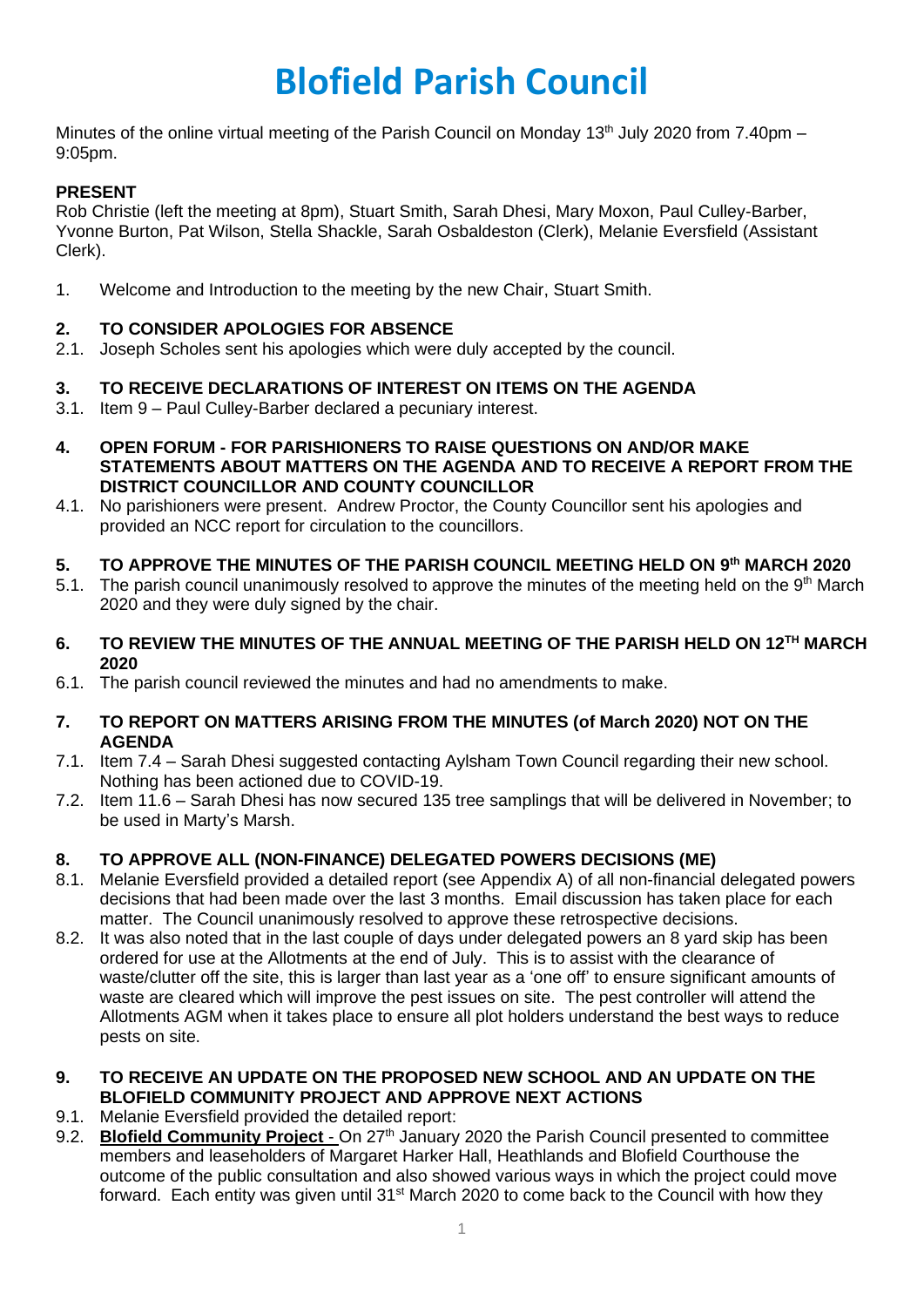# Blofield Parish Council

Minutes of the online virtual meeting of the Parish Council on Monday 13th July 2020 from 7.40pm – 9:05pm.

**PRESENT**

Rob Christie (left the meeting at 8pm), Stuart Smith, Sarah Dhesi, Mary Moxon, Paul Culley-Barber, Yvonne Burton, Pat Wilson, Stella Shackle, Sarah Osbaldeston (Clerk), Melanie Eversfield (Assistant Clerk).

1. Welcome and Introduction to the meeting by the new Chair, Stuart Smith.

**2. TO CONSIDER APOLOGIES FOR ABSENCE**

2.1. Joseph Scholes sent his apologies which were duly accepted by the council.

**3. TO RECEIVE DECLARATIONS OF INTEREST ON ITEMS ON THE AGENDA**

3.1. Item 9 – Paul Culley-Barber declared a pecuniary interest.

**4. OPEN FORUM - FOR PARISHIONERS TO RAISE QUESTIONS ON AND/OR MAKE STATEMENTS ABOUT MATTERS ON THE AGENDA AND TO RECEIVE A REPORT FROM THE DISTRICT COUNCILLOR AND COUNTY COUNCILLOR**

4.1. No parishioners were present. Andrew Proctor, the County Councillor sent his apologies and provided an NCC report for circulation to the councillors.

**5. TO APPROVE THE MINUTES OF THE PARISH COUNCIL MEETING HELD ON 9th MARCH 2020**

5.1. The parish council unanimously resolved to approve the minutes of the meeting held on the 9th March 2020 and they were duly signed by the chair.

**6. TO REVIEW THE MINUTES OF THE ANNUAL MEETING OF THE PARISH HELD ON 12TH MARCH 2020**

6.1. The parish council reviewed the minutes and had no amendments to make.

**7. TO REPORT ON MATTERS ARISING FROM THE MINUTES (of March 2020) NOT ON THE AGENDA**

7.1. Item 7.4 – Sarah Dhesi suggested contacting Aylsham Town Council regarding their new school. Nothing has been actioned due to COVID-19.

7.2. Item 11.6 – Sarah Dhesi has now secured 135 tree samplings that will be delivered in November; to be used in Marty's Marsh.

**8. TO APPROVE ALL (NON-FINANCE) DELEGATED POWERS DECISIONS (ME)**

8.1. Melanie Eversfield provided a detailed report (see Appendix A) of all non-financial delegated powers decisions that had been made over the last 3 months. Email discussion has taken place for each matter. The Council unanimously resolved to approve these retrospective decisions.

8.2. It was also noted that in the last couple of days under delegated powers an 8 yard skip has been ordered for use at the Allotments at the end of July. This is to assist with the clearance of waste/clutter off the site, this is larger than last year as a 'one off' to ensure significant amounts of waste are cleared which will improve the pest issues on site. The pest controller will attend the Allotments AGM when it takes place to ensure all plot holders understand the best ways to reduce pests on site.

**9. TO RECEIVE AN UPDATE ON THE PROPOSED NEW SCHOOL AND AN UPDATE ON THE BLOFIELD COMMUNITY PROJECT AND APPROVE NEXT ACTIONS**

9.1. Melanie Eversfield provided the detailed report:

9.2. **Blofield Community Project** - On 27th January 2020 the Parish Council presented to committee members and leaseholders of Margaret Harker Hall, Heathlands and Blofield Courthouse the outcome of the public consultation and also showed various ways in which the project could move forward. Each entity was given until 31st March 2020 to come back to the Council with how they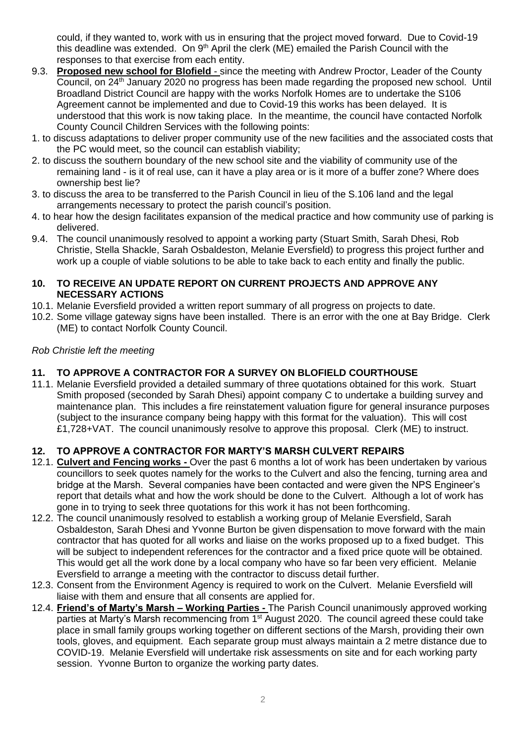could, if they wanted to, work with us in ensuring that the project moved forward. Due to Covid-19 this deadline was extended. On 9th April the clerk (ME) emailed the Parish Council with the responses to that exercise from each entity.

9.3. **Proposed new school for Blofield** - since the meeting with Andrew Proctor, Leader of the County Council, on 24th January 2020 no progress has been made regarding the proposed new school. Until Broadland District Council are happy with the works Norfolk Homes are to undertake the S106 Agreement cannot be implemented and due to Covid-19 this works has been delayed. It is understood that this work is now taking place. In the meantime, the council have contacted Norfolk County Council Children Services with the following points:

1. to discuss adaptations to deliver proper community use of the new facilities and the associated costs that the PC would meet, so the council can establish viability;
2. to discuss the southern boundary of the new school site and the viability of community use of the remaining land - is it of real use, can it have a play area or is it more of a buffer zone? Where does ownership best lie?
3. to discuss the area to be transferred to the Parish Council in lieu of the S.106 land and the legal arrangements necessary to protect the parish council's position.
4. to hear how the design facilitates expansion of the medical practice and how community use of parking is delivered.

9.4. The council unanimously resolved to appoint a working party (Stuart Smith, Sarah Dhesi, Rob Christie, Stella Shackle, Sarah Osbaldeston, Melanie Eversfield) to progress this project further and work up a couple of viable solutions to be able to take back to each entity and finally the public.

## 10. TO RECEIVE AN UPDATE REPORT ON CURRENT PROJECTS AND APPROVE ANY NECESSARY ACTIONS

10.1. Melanie Eversfield provided a written report summary of all progress on projects to date.

10.2. Some village gateway signs have been installed. There is an error with the one at Bay Bridge. Clerk (ME) to contact Norfolk County Council.

*Rob Christie left the meeting*

## 11. TO APPROVE A CONTRACTOR FOR A SURVEY ON BLOFIELD COURTHOUSE

11.1. Melanie Eversfield provided a detailed summary of three quotations obtained for this work. Stuart Smith proposed (seconded by Sarah Dhesi) appoint company C to undertake a building survey and maintenance plan. This includes a fire reinstatement valuation figure for general insurance purposes (subject to the insurance company being happy with this format for the valuation). This will cost £1,728+VAT. The council unanimously resolve to approve this proposal. Clerk (ME) to instruct.

## 12. TO APPROVE A CONTRACTOR FOR MARTY'S MARSH CULVERT REPAIRS

12.1. **Culvert and Fencing works -** Over the past 6 months a lot of work has been undertaken by various councillors to seek quotes namely for the works to the Culvert and also the fencing, turning area and bridge at the Marsh. Several companies have been contacted and were given the NPS Engineer's report that details what and how the work should be done to the Culvert. Although a lot of work has gone in to trying to seek three quotations for this work it has not been forthcoming.

12.2. The council unanimously resolved to establish a working group of Melanie Eversfield, Sarah Osbaldeston, Sarah Dhesi and Yvonne Burton be given dispensation to move forward with the main contractor that has quoted for all works and liaise on the works proposed up to a fixed budget. This will be subject to independent references for the contractor and a fixed price quote will be obtained. This would get all the work done by a local company who have so far been very efficient. Melanie Eversfield to arrange a meeting with the contractor to discuss detail further.

12.3. Consent from the Environment Agency is required to work on the Culvert. Melanie Eversfield will liaise with them and ensure that all consents are applied for.

12.4. **Friend's of Marty's Marsh – Working Parties -** The Parish Council unanimously approved working parties at Marty's Marsh recommencing from 1st August 2020. The council agreed these could take place in small family groups working together on different sections of the Marsh, providing their own tools, gloves, and equipment. Each separate group must always maintain a 2 metre distance due to COVID-19. Melanie Eversfield will undertake risk assessments on site and for each working party session. Yvonne Burton to organize the working party dates.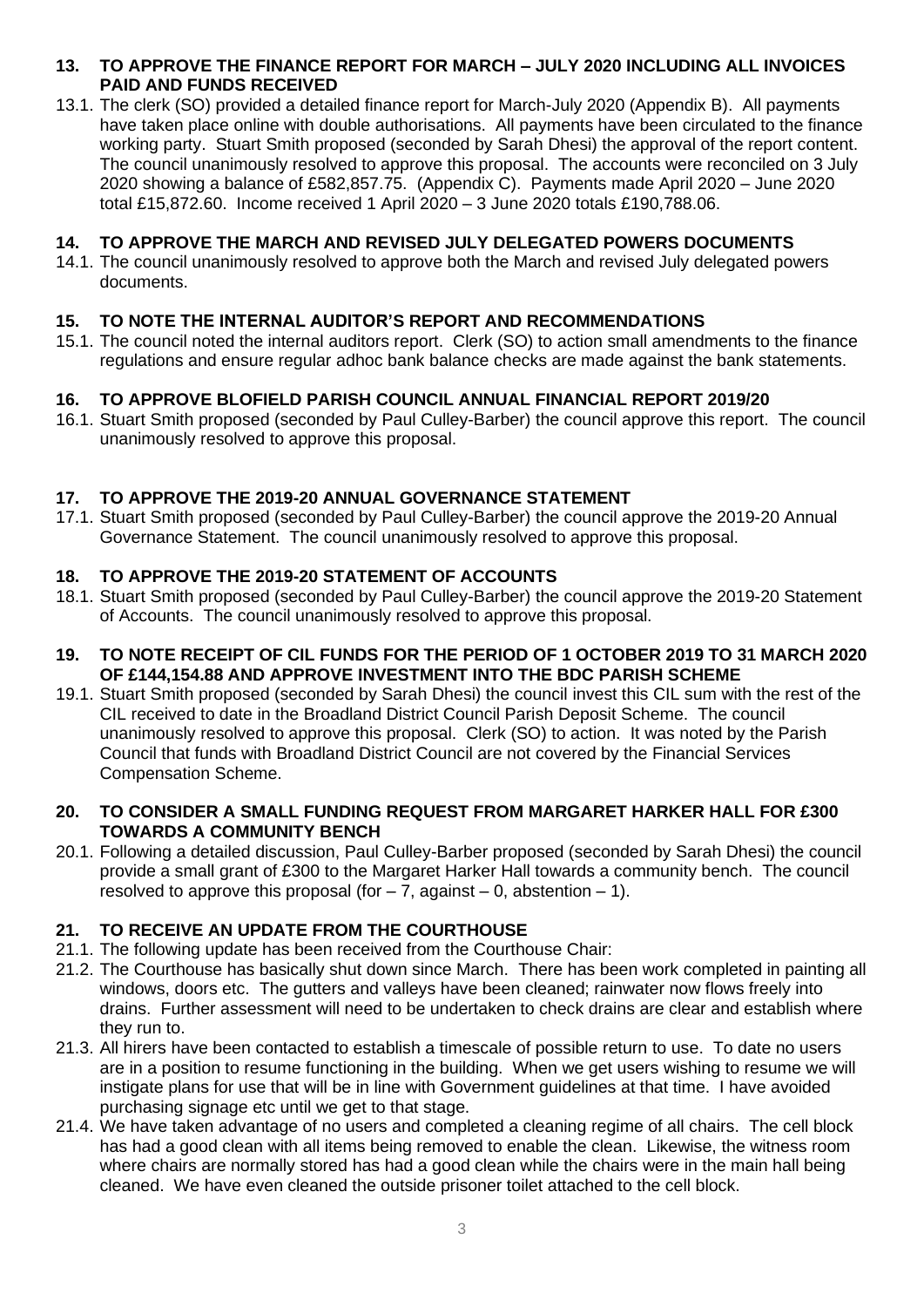## 13. TO APPROVE THE FINANCE REPORT FOR MARCH – JULY 2020 INCLUDING ALL INVOICES PAID AND FUNDS RECEIVED

13.1. The clerk (SO) provided a detailed finance report for March-July 2020 (Appendix B). All payments have taken place online with double authorisations. All payments have been circulated to the finance working party. Stuart Smith proposed (seconded by Sarah Dhesi) the approval of the report content. The council unanimously resolved to approve this proposal. The accounts were reconciled on 3 July 2020 showing a balance of £582,857.75. (Appendix C). Payments made April 2020 – June 2020 total £15,872.60. Income received 1 April 2020 – 3 June 2020 totals £190,788.06.

## 14. TO APPROVE THE MARCH AND REVISED JULY DELEGATED POWERS DOCUMENTS

14.1. The council unanimously resolved to approve both the March and revised July delegated powers documents.

## 15. TO NOTE THE INTERNAL AUDITOR'S REPORT AND RECOMMENDATIONS

15.1. The council noted the internal auditors report. Clerk (SO) to action small amendments to the finance regulations and ensure regular adhoc bank balance checks are made against the bank statements.

## 16. TO APPROVE BLOFIELD PARISH COUNCIL ANNUAL FINANCIAL REPORT 2019/20

16.1. Stuart Smith proposed (seconded by Paul Culley-Barber) the council approve this report. The council unanimously resolved to approve this proposal.

## 17. TO APPROVE THE 2019-20 ANNUAL GOVERNANCE STATEMENT

17.1. Stuart Smith proposed (seconded by Paul Culley-Barber) the council approve the 2019-20 Annual Governance Statement. The council unanimously resolved to approve this proposal.

## 18. TO APPROVE THE 2019-20 STATEMENT OF ACCOUNTS

18.1. Stuart Smith proposed (seconded by Paul Culley-Barber) the council approve the 2019-20 Statement of Accounts. The council unanimously resolved to approve this proposal.

## 19. TO NOTE RECEIPT OF CIL FUNDS FOR THE PERIOD OF 1 OCTOBER 2019 TO 31 MARCH 2020 OF £144,154.88 AND APPROVE INVESTMENT INTO THE BDC PARISH SCHEME

19.1. Stuart Smith proposed (seconded by Sarah Dhesi) the council invest this CIL sum with the rest of the CIL received to date in the Broadland District Council Parish Deposit Scheme. The council unanimously resolved to approve this proposal. Clerk (SO) to action. It was noted by the Parish Council that funds with Broadland District Council are not covered by the Financial Services Compensation Scheme.

## 20. TO CONSIDER A SMALL FUNDING REQUEST FROM MARGARET HARKER HALL FOR £300 TOWARDS A COMMUNITY BENCH

20.1. Following a detailed discussion, Paul Culley-Barber proposed (seconded by Sarah Dhesi) the council provide a small grant of £300 to the Margaret Harker Hall towards a community bench. The council resolved to approve this proposal (for – 7, against – 0, abstention – 1).

## 21. TO RECEIVE AN UPDATE FROM THE COURTHOUSE

21.1. The following update has been received from the Courthouse Chair:

21.2. The Courthouse has basically shut down since March. There has been work completed in painting all windows, doors etc. The gutters and valleys have been cleaned; rainwater now flows freely into drains. Further assessment will need to be undertaken to check drains are clear and establish where they run to.

21.3. All hirers have been contacted to establish a timescale of possible return to use. To date no users are in a position to resume functioning in the building. When we get users wishing to resume we will instigate plans for use that will be in line with Government guidelines at that time. I have avoided purchasing signage etc until we get to that stage.

21.4. We have taken advantage of no users and completed a cleaning regime of all chairs. The cell block has had a good clean with all items being removed to enable the clean. Likewise, the witness room where chairs are normally stored has had a good clean while the chairs were in the main hall being cleaned. We have even cleaned the outside prisoner toilet attached to the cell block.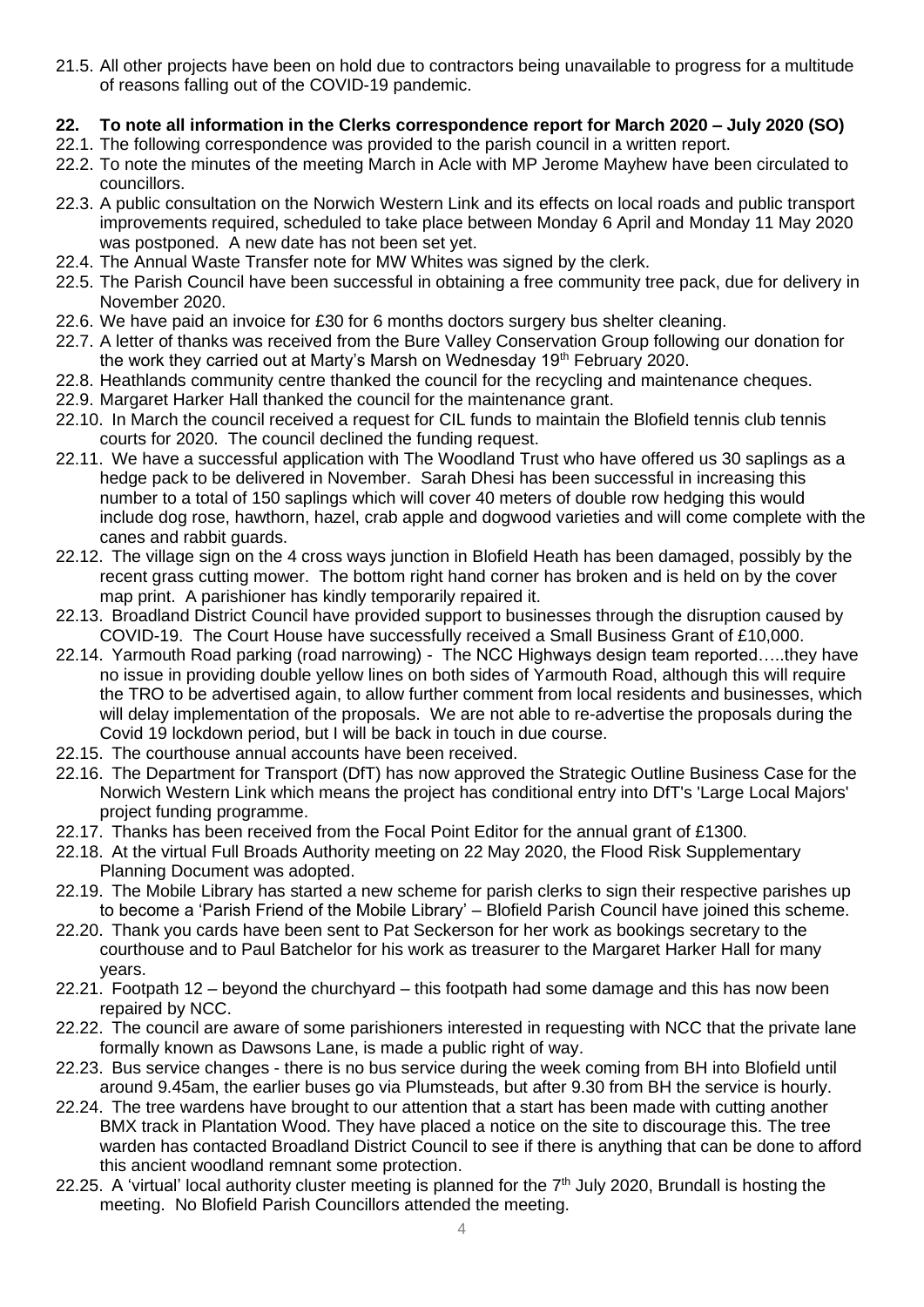21.5. All other projects have been on hold due to contractors being unavailable to progress for a multitude of reasons falling out of the COVID-19 pandemic.

**22. To note all information in the Clerks correspondence report for March 2020 – July 2020 (SO)**

22.1. The following correspondence was provided to the parish council in a written report.

22.2. To note the minutes of the meeting March in Acle with MP Jerome Mayhew have been circulated to councillors.

22.3. A public consultation on the Norwich Western Link and its effects on local roads and public transport improvements required, scheduled to take place between Monday 6 April and Monday 11 May 2020 was postponed. A new date has not been set yet.

22.4. The Annual Waste Transfer note for MW Whites was signed by the clerk.

22.5. The Parish Council have been successful in obtaining a free community tree pack, due for delivery in November 2020.

22.6. We have paid an invoice for £30 for 6 months doctors surgery bus shelter cleaning.

22.7. A letter of thanks was received from the Bure Valley Conservation Group following our donation for the work they carried out at Marty's Marsh on Wednesday 19th February 2020.

22.8. Heathlands community centre thanked the council for the recycling and maintenance cheques.

22.9. Margaret Harker Hall thanked the council for the maintenance grant.

22.10. In March the council received a request for CIL funds to maintain the Blofield tennis club tennis courts for 2020. The council declined the funding request.

22.11. We have a successful application with The Woodland Trust who have offered us 30 saplings as a hedge pack to be delivered in November. Sarah Dhesi has been successful in increasing this number to a total of 150 saplings which will cover 40 meters of double row hedging this would include dog rose, hawthorn, hazel, crab apple and dogwood varieties and will come complete with the canes and rabbit guards.

22.12. The village sign on the 4 cross ways junction in Blofield Heath has been damaged, possibly by the recent grass cutting mower. The bottom right hand corner has broken and is held on by the cover map print. A parishioner has kindly temporarily repaired it.

22.13. Broadland District Council have provided support to businesses through the disruption caused by COVID-19. The Court House have successfully received a Small Business Grant of £10,000.

22.14. Yarmouth Road parking (road narrowing) - The NCC Highways design team reported…..they have no issue in providing double yellow lines on both sides of Yarmouth Road, although this will require the TRO to be advertised again, to allow further comment from local residents and businesses, which will delay implementation of the proposals. We are not able to re-advertise the proposals during the Covid 19 lockdown period, but I will be back in touch in due course.

22.15. The courthouse annual accounts have been received.

22.16. The Department for Transport (DfT) has now approved the Strategic Outline Business Case for the Norwich Western Link which means the project has conditional entry into DfT's 'Large Local Majors' project funding programme.

22.17. Thanks has been received from the Focal Point Editor for the annual grant of £1300.

22.18. At the virtual Full Broads Authority meeting on 22 May 2020, the Flood Risk Supplementary Planning Document was adopted.

22.19. The Mobile Library has started a new scheme for parish clerks to sign their respective parishes up to become a 'Parish Friend of the Mobile Library' – Blofield Parish Council have joined this scheme.

22.20. Thank you cards have been sent to Pat Seckerson for her work as bookings secretary to the courthouse and to Paul Batchelor for his work as treasurer to the Margaret Harker Hall for many years.

22.21. Footpath 12 – beyond the churchyard – this footpath had some damage and this has now been repaired by NCC.

22.22. The council are aware of some parishioners interested in requesting with NCC that the private lane formally known as Dawsons Lane, is made a public right of way.

22.23. Bus service changes - there is no bus service during the week coming from BH into Blofield until around 9.45am, the earlier buses go via Plumsteads, but after 9.30 from BH the service is hourly.

22.24. The tree wardens have brought to our attention that a start has been made with cutting another BMX track in Plantation Wood. They have placed a notice on the site to discourage this. The tree warden has contacted Broadland District Council to see if there is anything that can be done to afford this ancient woodland remnant some protection.

22.25. A 'virtual' local authority cluster meeting is planned for the 7th July 2020, Brundall is hosting the meeting. No Blofield Parish Councillors attended the meeting.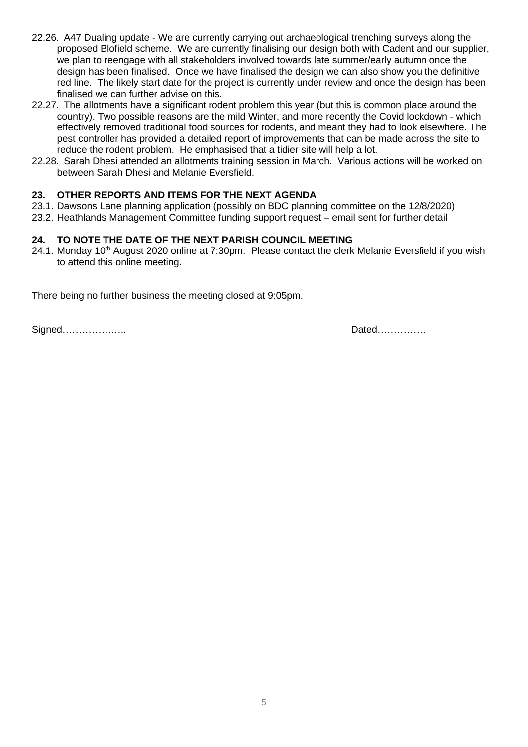22.26. A47 Dualing update - We are currently carrying out archaeological trenching surveys along the proposed Blofield scheme. We are currently finalising our design both with Cadent and our supplier, we plan to reengage with all stakeholders involved towards late summer/early autumn once the design has been finalised. Once we have finalised the design we can also show you the definitive red line. The likely start date for the project is currently under review and once the design has been finalised we can further advise on this.

22.27. The allotments have a significant rodent problem this year (but this is common place around the country). Two possible reasons are the mild Winter, and more recently the Covid lockdown - which effectively removed traditional food sources for rodents, and meant they had to look elsewhere. The pest controller has provided a detailed report of improvements that can be made across the site to reduce the rodent problem. He emphasised that a tidier site will help a lot.

22.28. Sarah Dhesi attended an allotments training session in March. Various actions will be worked on between Sarah Dhesi and Melanie Eversfield.

## 23. OTHER REPORTS AND ITEMS FOR THE NEXT AGENDA

23.1. Dawsons Lane planning application (possibly on BDC planning committee on the 12/8/2020)

23.2. Heathlands Management Committee funding support request – email sent for further detail

## 24. TO NOTE THE DATE OF THE NEXT PARISH COUNCIL MEETING

24.1. Monday 10th August 2020 online at 7:30pm. Please contact the clerk Melanie Eversfield if you wish to attend this online meeting.

There being no further business the meeting closed at 9:05pm.

Signed……………….. Dated……………